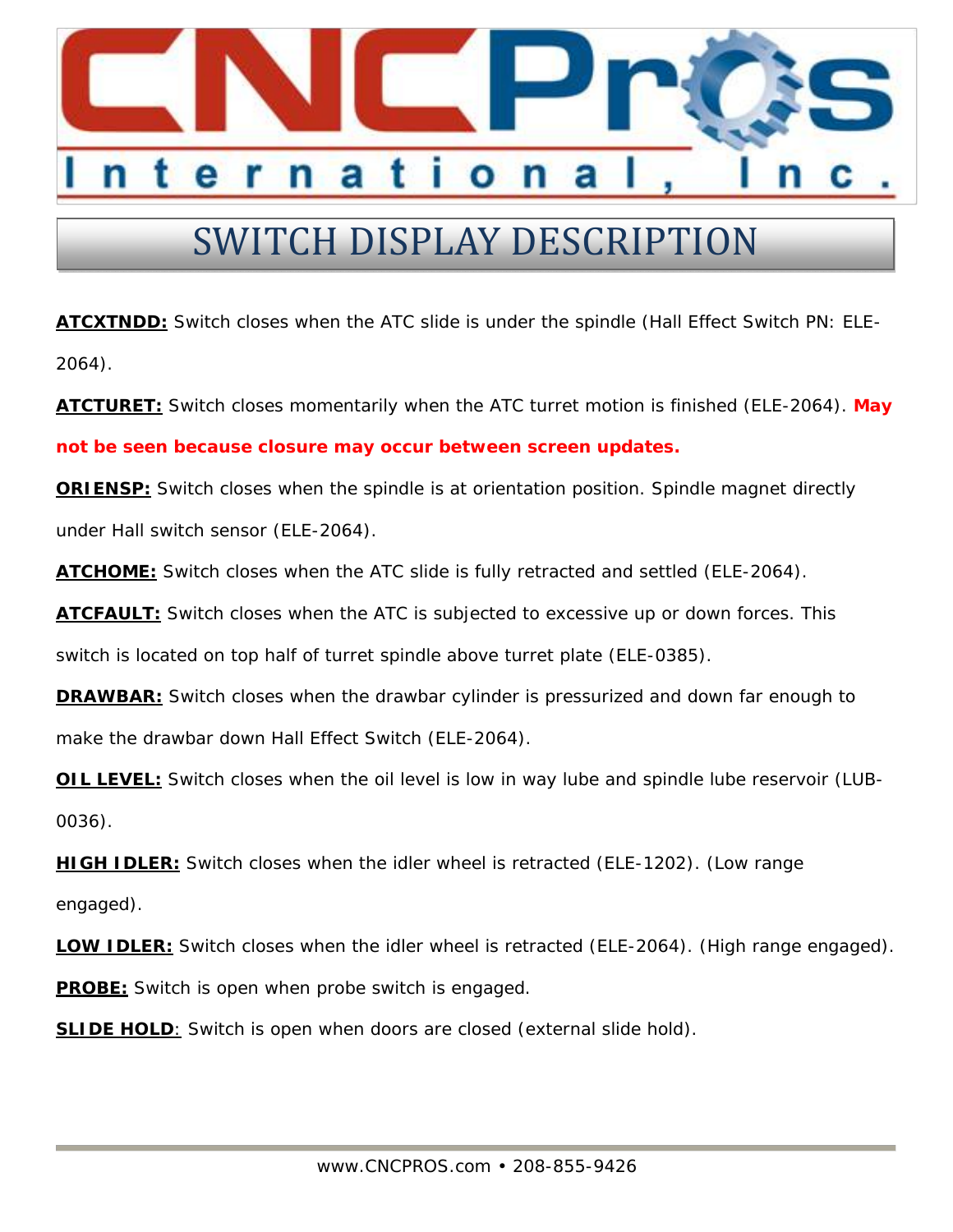# CNCPros International, Inc.

## SWITCH DISPLAY DESCRIPTION

**ATCXTNDD:** Switch closes when the ATC slide is under the spindle (Hall Effect Switch PN: ELE-2064).

**ATCTURET:** Switch closes momentarily when the ATC turret motion is finished (ELE-2064). **May not be seen because closure may occur between screen updates.**

**ORIENSP:** Switch closes when the spindle is at orientation position. Spindle magnet directly under Hall switch sensor (ELE-2064).

**ATCHOME:** Switch closes when the ATC slide is fully retracted and settled (ELE-2064).

**ATCFAULT:** Switch closes when the ATC is subjected to excessive up or down forces. This switch is located on top half of turret spindle above turret plate (ELE-0385).

**DRAWBAR:** Switch closes when the drawbar cylinder is pressurized and down far enough to make the drawbar down Hall Effect Switch (ELE-2064).

**OIL LEVEL:** Switch closes when the oil level is low in way lube and spindle lube reservoir (LUB-0036).

**HIGH IDLER:** Switch closes when the idler wheel is retracted (ELE-1202). (Low range engaged).

**LOW IDLER:** Switch closes when the idler wheel is retracted (ELE-2064). (High range engaged).

**PROBE:** Switch is open when probe switch is engaged.

**SLIDE HOLD**: Switch is open when doors are closed (external slide hold).

www.CNCPROS.com • 208-855-9426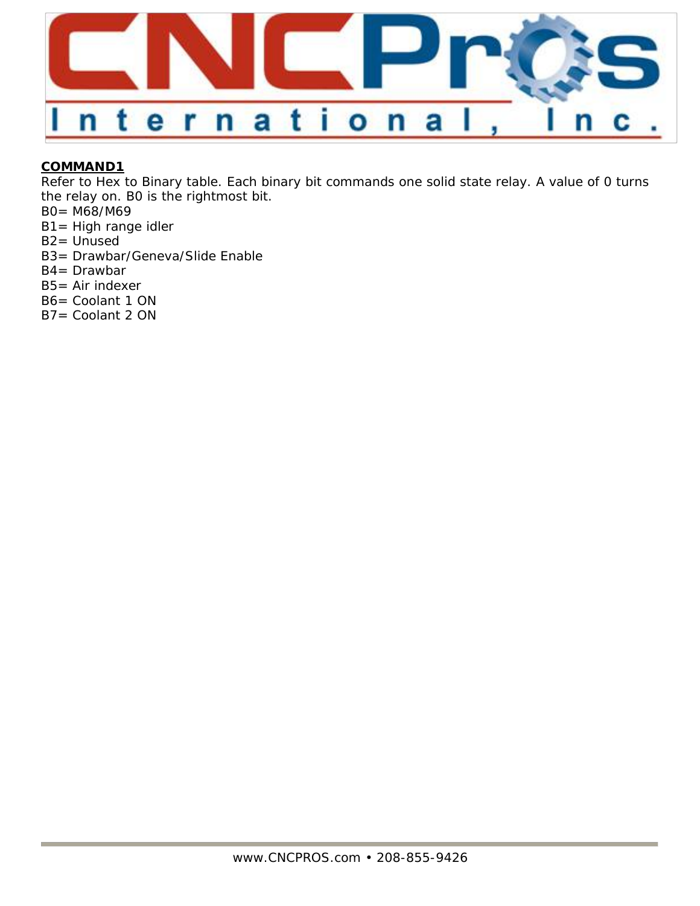**COMMAND1**

Refer to Hex to Binary table. Each binary bit commands one solid state relay. A value of 0 turns the relay on. B0 is the rightmost bit.

B0= M68/M69
B1= High range idler
B2= Unused
B3= Drawbar/Geneva/Slide Enable
B4= Drawbar
B5= Air indexer
B6= Coolant 1 ON
B7= Coolant 2 ON